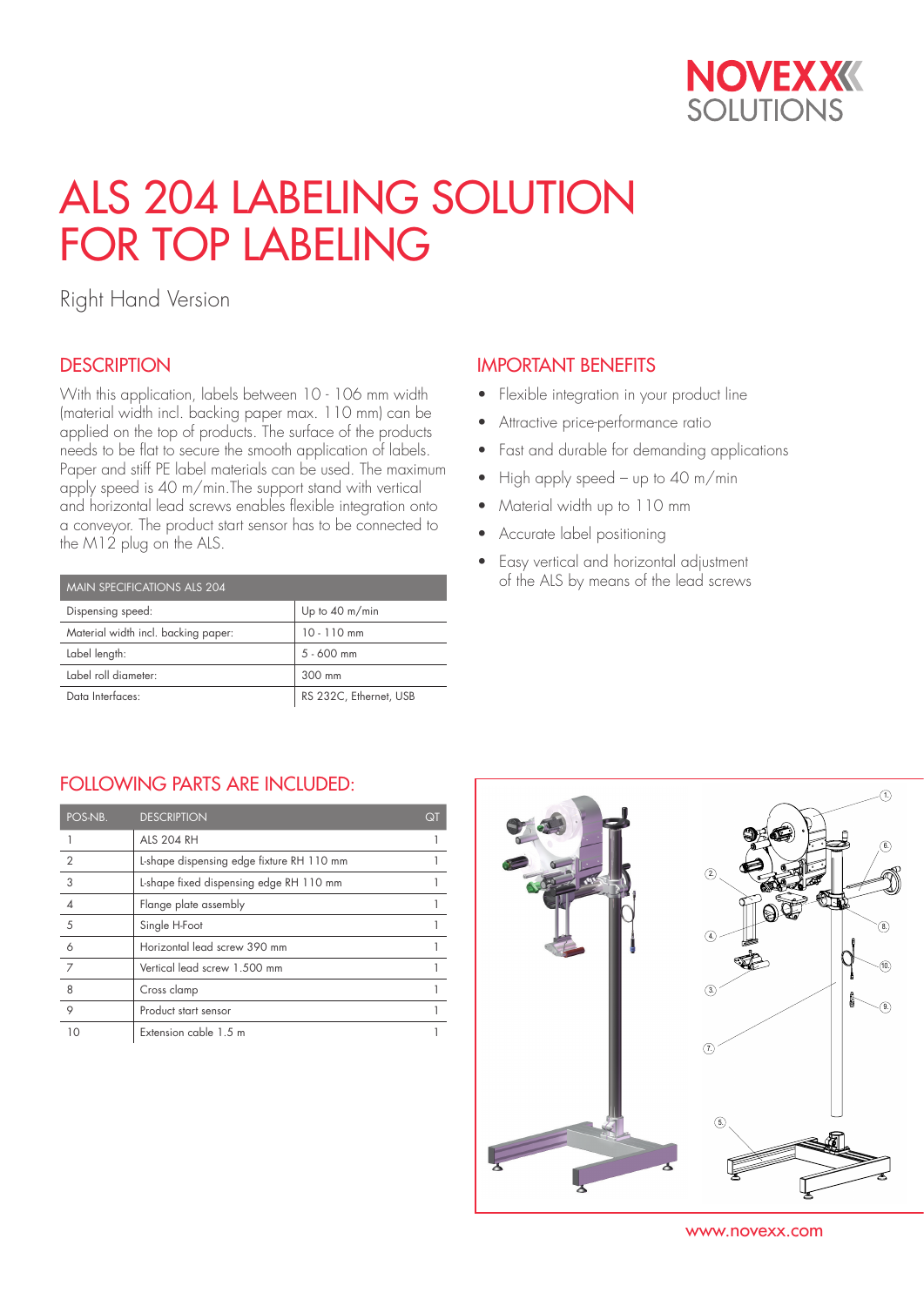# ALS 204 LABELING SOLUTION FOR TOP LABELING

Right Hand Version

## DESCRIPTION

With this application, labels between 10 - 106 mm width (material width incl. backing paper max. 110 mm) can be applied on the top of products. The surface of the products needs to be flat to secure the smooth application of labels. Paper and stiff PE label materials can be used. The maximum apply speed is 40 m/min.The support stand with vertical and horizontal lead screws enables flexible integration onto a conveyor. The product start sensor has to be connected to the M12 plug on the ALS.

| MAIN SPECIFICATIONS ALS 204 | |
|---|---|
| Dispensing speed: | Up to 40 m/min |
| Material width incl. backing paper: | 10 - 110 mm |
| Label length: | 5 - 600 mm |
| Label roll diameter: | 300 mm |
| Data Interfaces: | RS 232C, Ethernet, USB |

## IMPORTANT BENEFITS

- Flexible integration in your product line
- Attractive price-performance ratio
- Fast and durable for demanding applications
- High apply speed – up to 40 m/min
- Material width up to 110 mm
- Accurate label positioning
- Easy vertical and horizontal adjustment of the ALS by means of the lead screws

## FOLLOWING PARTS ARE INCLUDED:

| POS-NB. | DESCRIPTION | QT |
|---|---|---|
| 1 | ALS 204 RH | 1 |
| 2 | L-shape dispensing edge fixture RH 110 mm | 1 |
| 3 | L-shape fixed dispensing edge RH 110 mm | 1 |
| 4 | Flange plate assembly | 1 |
| 5 | Single H-Foot | 1 |
| 6 | Horizontal lead screw 390 mm | 1 |
| 7 | Vertical lead screw 1.500 mm | 1 |
| 8 | Cross clamp | 1 |
| 9 | Product start sensor | 1 |
| 10 | Extension cable 1.5 m | 1 |

www.novexx.com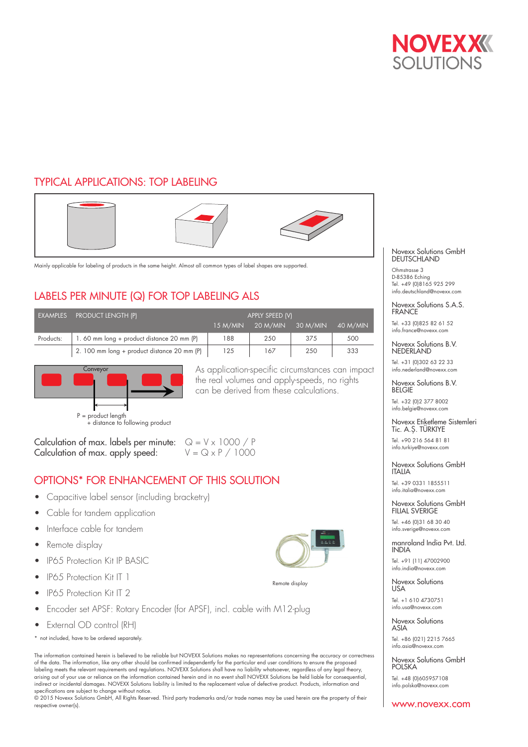## TYPICAL APPLICATIONS: TOP LABELING

Mainly applicable for labeling of products in the same height. Almost all common types of label shapes are supported.

## LABELS PER MINUTE (Q) FOR TOP LABELING ALS

| EXAMPLES | PRODUCT LENGTH (P) | APPLY SPEED (V) | | | |
|---|---|---|---|---|---|
| | | 15 M/MIN | 20 M/MIN | 30 M/MIN | 40 M/MIN |
| Products: | 1. 60 mm long + product distance 20 mm (P) | 188 | 250 | 375 | 500 |
| | 2. 100 mm long + product distance 20 mm (P) | 125 | 167 | 250 | 333 |

Conveyor

P = product length
+ distance to following product

As application-specific circumstances can impact the real volumes and apply-speeds, no rights can be derived from these calculations.

Calculation of max. labels per minute: $Q = V \times 1000 / P$
Calculation of max. apply speed: $V = Q \times P / 1000$

## OPTIONS* FOR ENHANCEMENT OF THIS SOLUTION

- Capacitive label sensor (including bracketry)
- Cable for tandem application
- Interface cable for tandem
- Remote display
- IP65 Protection Kit IP BASIC
- IP65 Protection Kit IT 1
- IP65 Protection Kit IT 2
- Encoder set APSF: Rotary Encoder (for APSF), incl. cable with M12-plug
- External OD control (RH)

Remote display

\* not included, have to be ordered separately.

The information contained herein is believed to be reliable but NOVEXX Solutions makes no representations concerning the accuracy or correctness of the data. The information, like any other should be confirmed independently for the particular end user conditions to ensure the proposed labeling meets the relevant requirements and regulations. NOVEXX Solutions shall have no liability whatsoever, regardless of any legal theory, arising out of your use or reliance on the information contained herein and in no event shall NOVEXX Solutions be held liable for consequential, indirect or incidental damages. NOVEXX Solutions liability is limited to the replacement value of defective product. Products, information and specifications are subject to change without notice.
© 2015 Novexx Solutions GmbH, All Rights Reserved. Third party trademarks and/or trade names may be used herein are the property of their respective owner(s).

**Novexx Solutions GmbH**
**DEUTSCHLAND**
Ohmstrasse 3
D-85386 Eching
Tel. +49 (0)8165 925 299
info.deutschland@novexx.com

**Novexx Solutions S.A.S.**
**FRANCE**
Tel. +33 (0)825 82 61 52
info.france@novexx.com

**Novexx Solutions B.V.**
**NEDERLAND**
Tel. +31 (0)302 63 22 33
info.nederland@novexx.com

**Novexx Solutions B.V.**
**BELGIE**
Tel. +32 (0)2 377 8002
info.belgie@novexx.com

**Novexx Etiketleme Sistemleri Tic. A.Ş. TÜRKIYE**
Tel. +90 216 564 81 81
info.turkiye@novexx.com

**Novexx Solutions GmbH**
**ITALIA**
Tel. +39 0331 1855511
info.italia@novexx.com

**Novexx Solutions GmbH**
**FILIAL SVERIGE**
Tel. +46 (0)31 68 30 40
info.sverige@novexx.com

**manroland India Pvt. Ltd.**
**INDIA**
Tel. +91 (11) 47002900
info.india@novexx.com

**Novexx Solutions**
**USA**
Tel. +1 610 4730751
info.usa@novexx.com

**Novexx Solutions**
**ASIA**
Tel. +86 (021) 2215 7665
info.asia@novexx.com

**Novexx Solutions GmbH**
**POLSKA**
Tel. +48 (0)605957108
info.polska@novexx.com

www.novexx.com